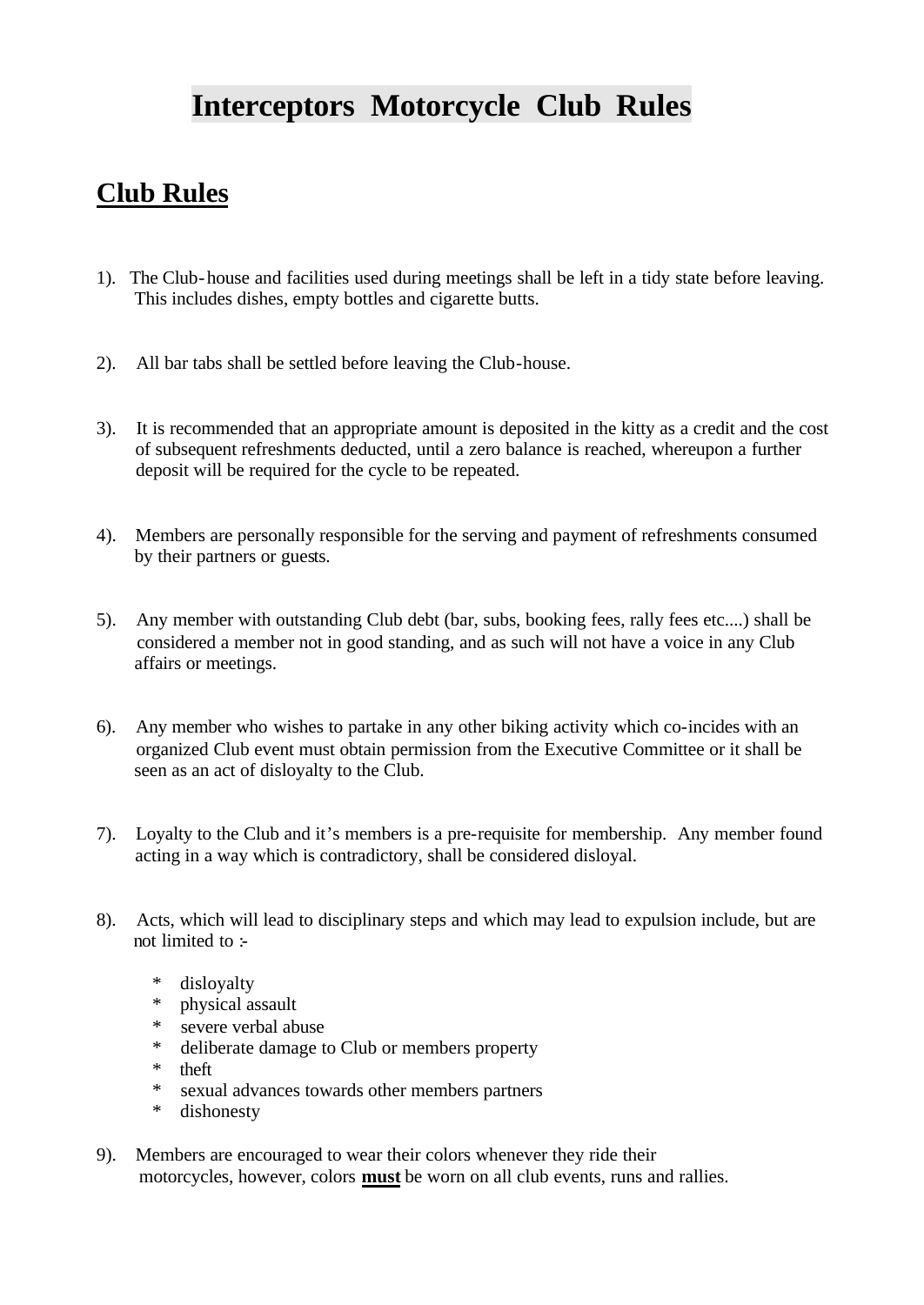# Interceptors Motorcycle Club Rules

## Club Rules

1). The Club-house and facilities used during meetings shall be left in a tidy state before leaving. This includes dishes, empty bottles and cigarette butts.

2). All bar tabs shall be settled before leaving the Club-house.

3). It is recommended that an appropriate amount is deposited in the kitty as a credit and the cost of subsequent refreshments deducted, until a zero balance is reached, whereupon a further deposit will be required for the cycle to be repeated.

4). Members are personally responsible for the serving and payment of refreshments consumed by their partners or guests.

5). Any member with outstanding Club debt (bar, subs, booking fees, rally fees etc....) shall be considered a member not in good standing, and as such will not have a voice in any Club affairs or meetings.

6). Any member who wishes to partake in any other biking activity which co-incides with an organized Club event must obtain permission from the Executive Committee or it shall be seen as an act of disloyalty to the Club.

7). Loyalty to the Club and it's members is a pre-requisite for membership. Any member found acting in a way which is contradictory, shall be considered disloyal.

8). Acts, which will lead to disciplinary steps and which may lead to expulsion include, but are not limited to :-

- disloyalty
- physical assault
- severe verbal abuse
- deliberate damage to Club or members property
- theft
- sexual advances towards other members partners
- dishonesty

9). Members are encouraged to wear their colors whenever they ride their motorcycles, however, colors **must** be worn on all club events, runs and rallies.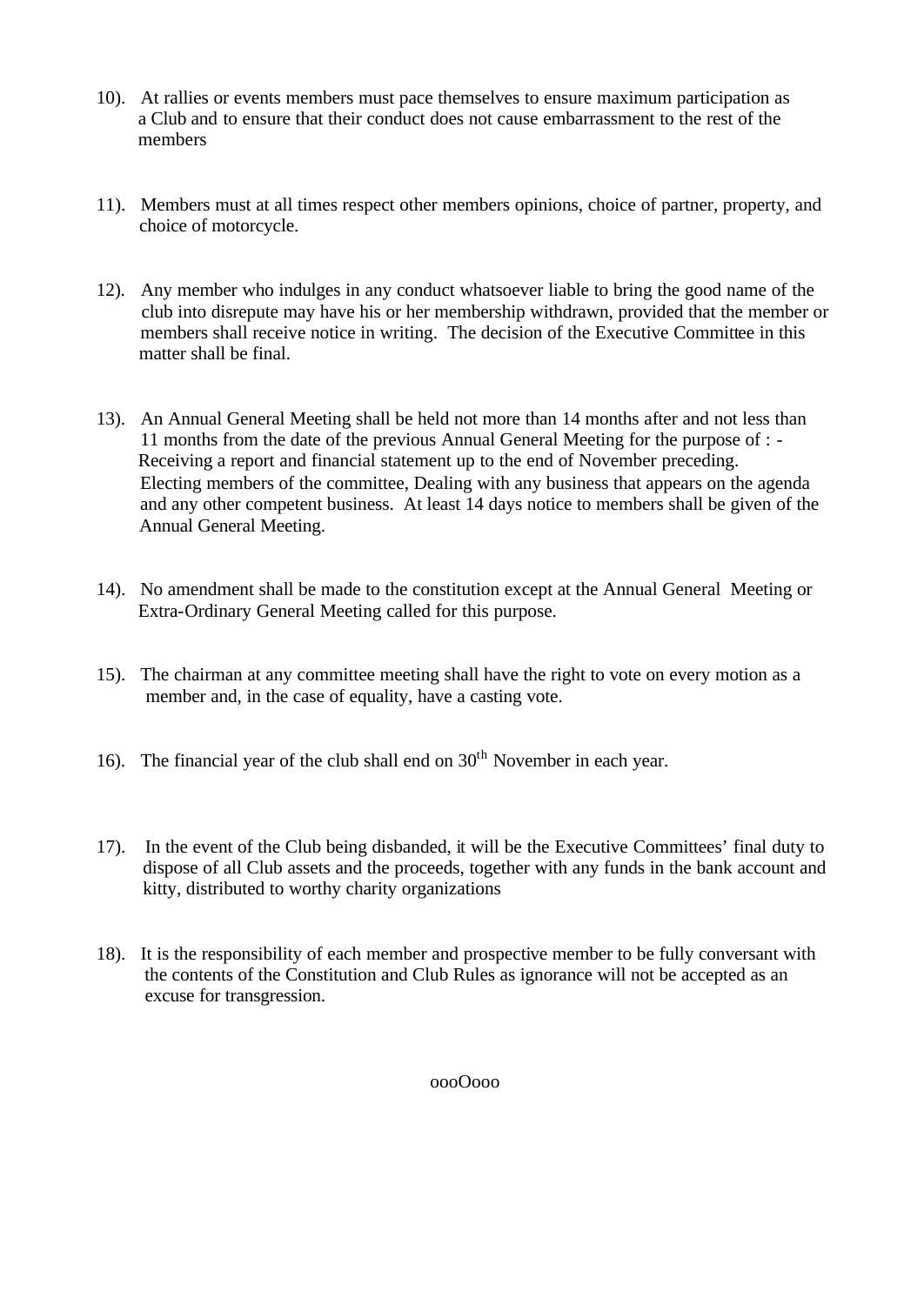10). At rallies or events members must pace themselves to ensure maximum participation as a Club and to ensure that their conduct does not cause embarrassment to the rest of the members

11). Members must at all times respect other members opinions, choice of partner, property, and choice of motorcycle.

12). Any member who indulges in any conduct whatsoever liable to bring the good name of the club into disrepute may have his or her membership withdrawn, provided that the member or members shall receive notice in writing. The decision of the Executive Committee in this matter shall be final.

13). An Annual General Meeting shall be held not more than 14 months after and not less than 11 months from the date of the previous Annual General Meeting for the purpose of : - Receiving a report and financial statement up to the end of November preceding. Electing members of the committee, Dealing with any business that appears on the agenda and any other competent business. At least 14 days notice to members shall be given of the Annual General Meeting.

14). No amendment shall be made to the constitution except at the Annual General Meeting or Extra-Ordinary General Meeting called for this purpose.

15). The chairman at any committee meeting shall have the right to vote on every motion as a member and, in the case of equality, have a casting vote.

16). The financial year of the club shall end on 30th November in each year.

17). In the event of the Club being disbanded, it will be the Executive Committees' final duty to dispose of all Club assets and the proceeds, together with any funds in the bank account and kitty, distributed to worthy charity organizations

18). It is the responsibility of each member and prospective member to be fully conversant with the contents of the Constitution and Club Rules as ignorance will not be accepted as an excuse for transgression.

oooOooo